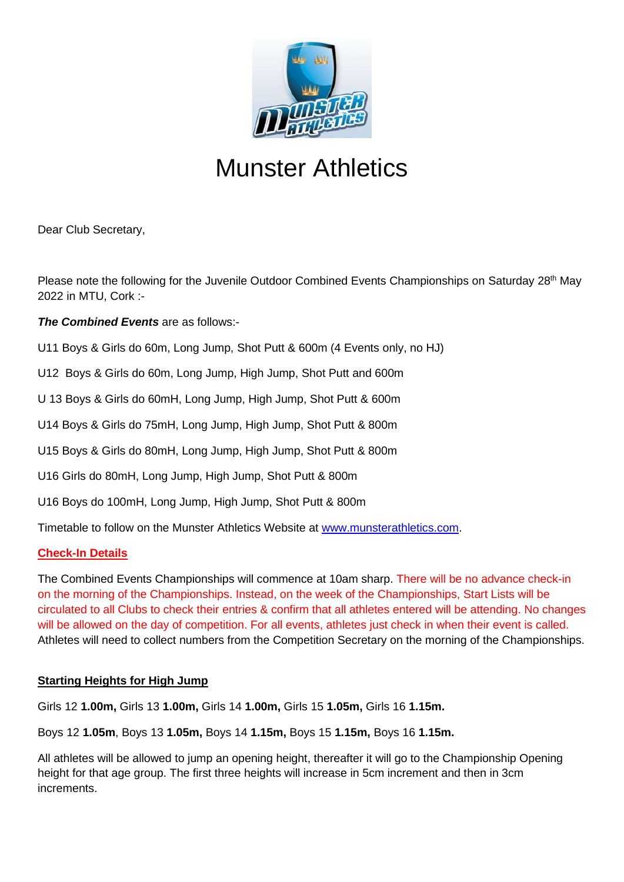# Munster Athletics

Dear Club Secretary,

Please note the following for the Juvenile Outdoor Combined Events Championships on Saturday 28th May 2022 in MTU, Cork :-

***The Combined Events*** are as follows:-

U11 Boys & Girls do 60m, Long Jump, Shot Putt & 600m (4 Events only, no HJ)

U12 Boys & Girls do 60m, Long Jump, High Jump, Shot Putt and 600m

U 13 Boys & Girls do 60mH, Long Jump, High Jump, Shot Putt & 600m

U14 Boys & Girls do 75mH, Long Jump, High Jump, Shot Putt & 800m

U15 Boys & Girls do 80mH, Long Jump, High Jump, Shot Putt & 800m

U16 Girls do 80mH, Long Jump, High Jump, Shot Putt & 800m

U16 Boys do 100mH, Long Jump, High Jump, Shot Putt & 800m

Timetable to follow on the Munster Athletics Website at www.munsterathletics.com.

**Check-In Details**

The Combined Events Championships will commence at 10am sharp. There will be no advance check-in on the morning of the Championships. Instead, on the week of the Championships, Start Lists will be circulated to all Clubs to check their entries & confirm that all athletes entered will be attending. No changes will be allowed on the day of competition. For all events, athletes just check in when their event is called. Athletes will need to collect numbers from the Competition Secretary on the morning of the Championships.

**Starting Heights for High Jump**

Girls 12 **1.00m,** Girls 13 **1.00m,** Girls 14 **1.00m,** Girls 15 **1.05m,** Girls 16 **1.15m.**

Boys 12 **1.05m**, Boys 13 **1.05m,** Boys 14 **1.15m,** Boys 15 **1.15m,** Boys 16 **1.15m.**

All athletes will be allowed to jump an opening height, thereafter it will go to the Championship Opening height for that age group. The first three heights will increase in 5cm increment and then in 3cm increments.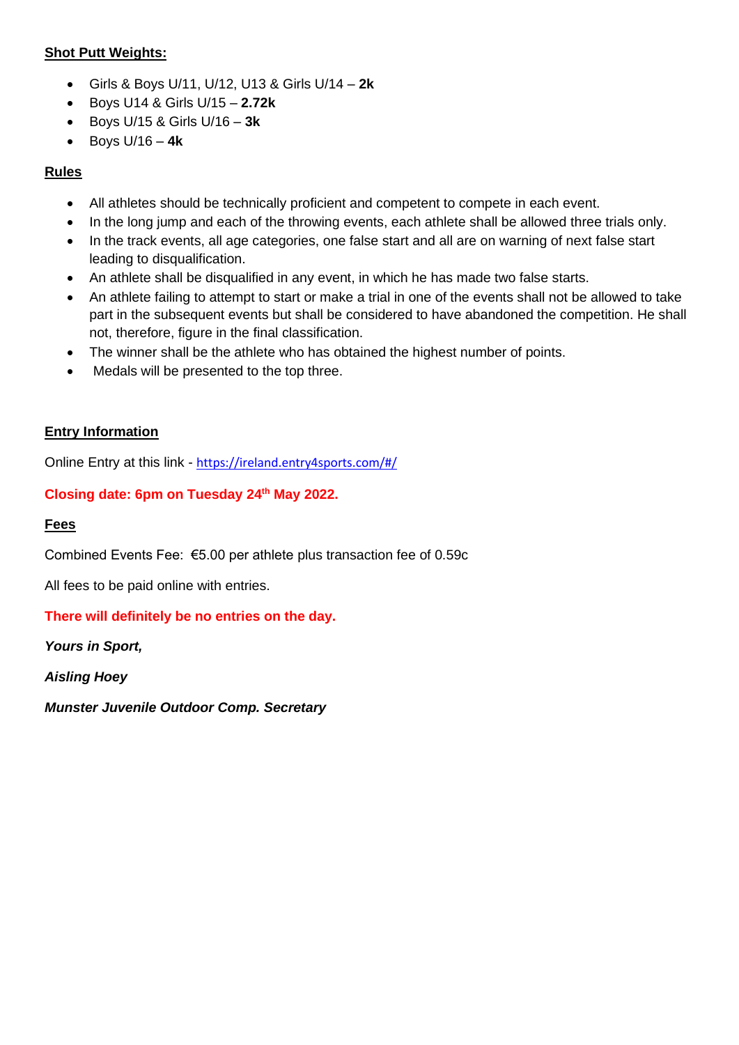**Shot Putt Weights:**

- Girls & Boys U/11, U/12, U13 & Girls U/14 – **2k**
- Boys U14 & Girls U/15 – **2.72k**
- Boys U/15 & Girls U/16 – **3k**
- Boys U/16 – **4k**

**Rules**

- All athletes should be technically proficient and competent to compete in each event.
- In the long jump and each of the throwing events, each athlete shall be allowed three trials only.
- In the track events, all age categories, one false start and all are on warning of next false start leading to disqualification.
- An athlete shall be disqualified in any event, in which he has made two false starts.
- An athlete failing to attempt to start or make a trial in one of the events shall not be allowed to take part in the subsequent events but shall be considered to have abandoned the competition. He shall not, therefore, figure in the final classification.
- The winner shall be the athlete who has obtained the highest number of points.
- Medals will be presented to the top three.

**Entry Information**

Online Entry at this link - https://ireland.entry4sports.com/#/

**Closing date: 6pm on Tuesday 24th May 2022.**

**Fees**

Combined Events Fee: €5.00 per athlete plus transaction fee of 0.59c

All fees to be paid online with entries.

**There will definitely be no entries on the day.**

***Yours in Sport,***

***Aisling Hoey***

***Munster Juvenile Outdoor Comp. Secretary***